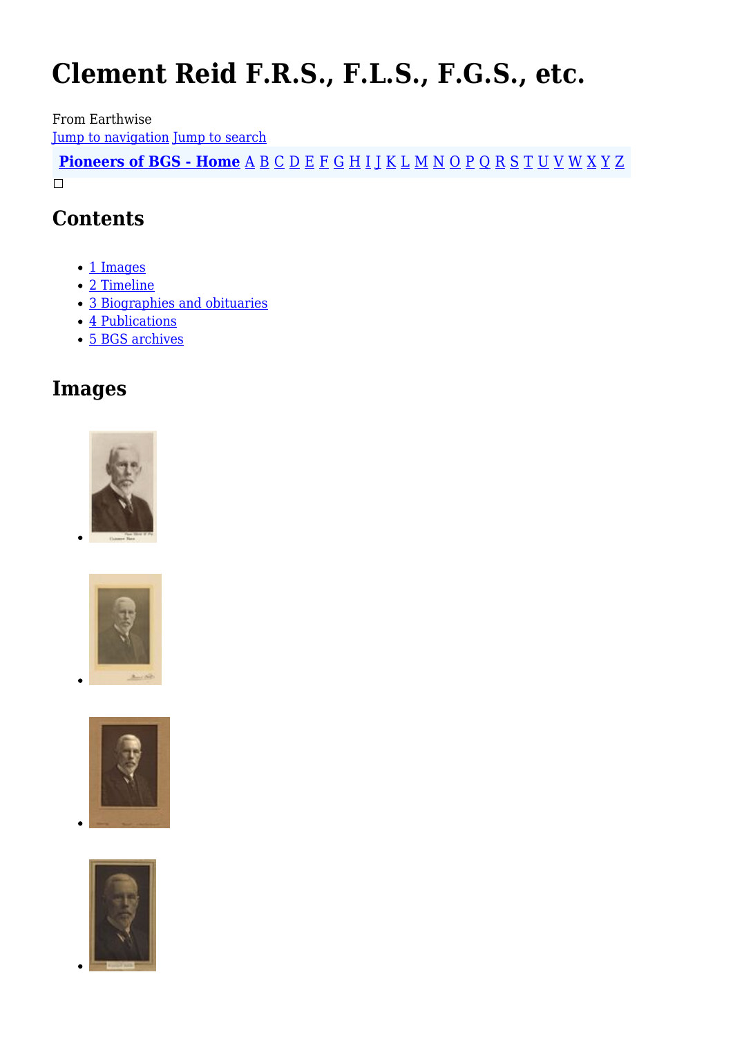# Clement Reid F.R.S., F.L.S., F.G.S., etc.

From Earthwise

Jump to navigation Jump to search

**Pioneers of BGS - Home** A B C D E F G H I J K L M N O P Q R S T U V W X Y Z

## Contents

- 1 Images
- 2 Timeline
- 3 Biographies and obituaries
- 4 Publications
- 5 BGS archives

## Images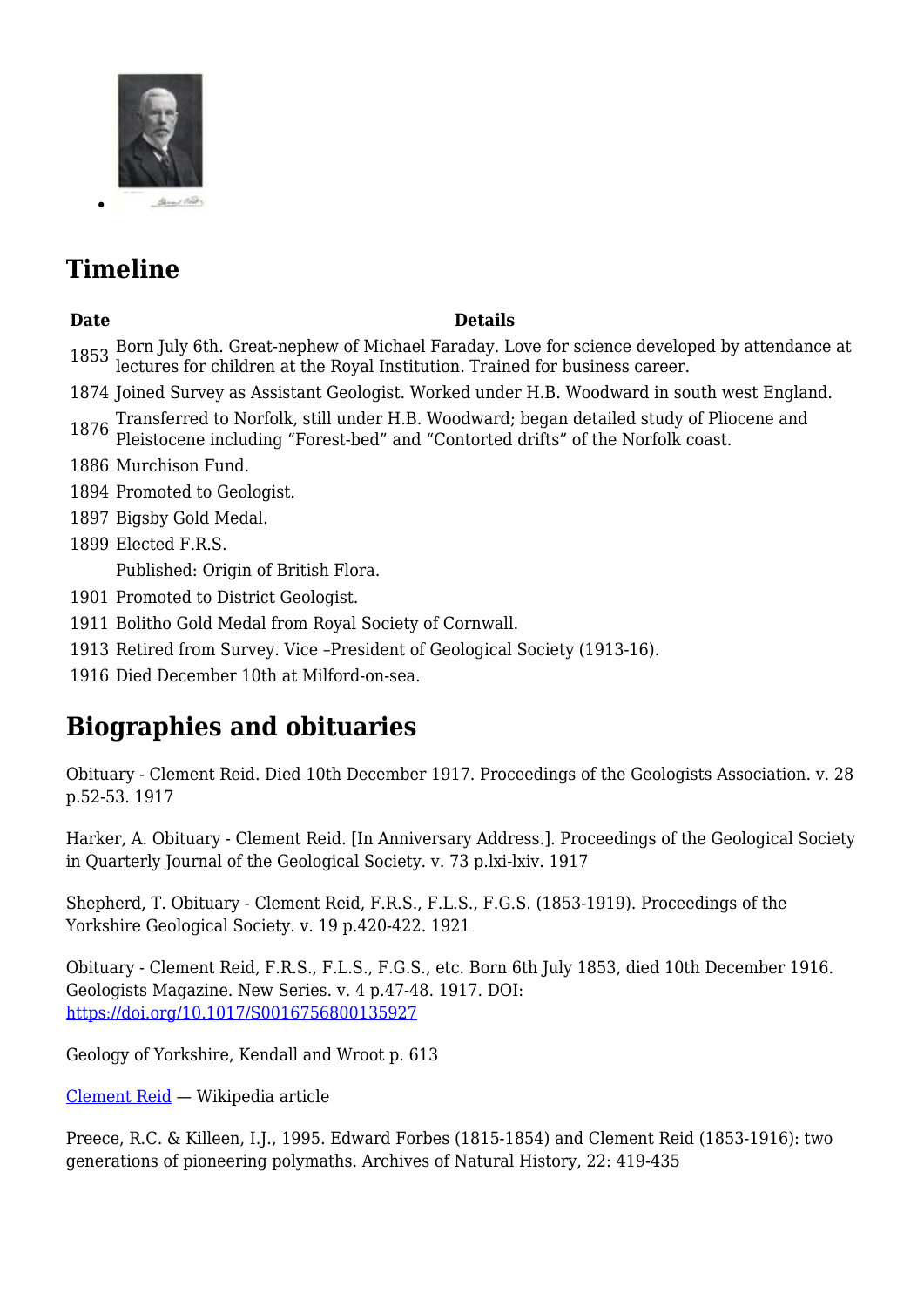## Timeline

| Date | Details |
|---|---|
| 1853 | Born July 6th. Great-nephew of Michael Faraday. Love for science developed by attendance at lectures for children at the Royal Institution. Trained for business career. |
| 1874 | Joined Survey as Assistant Geologist. Worked under H.B. Woodward in south west England. |
| 1876 | Transferred to Norfolk, still under H.B. Woodward; began detailed study of Pliocene and Pleistocene including "Forest-bed" and "Contorted drifts" of the Norfolk coast. |
| 1886 | Murchison Fund. |
| 1894 | Promoted to Geologist. |
| 1897 | Bigsby Gold Medal. |
| 1899 | Elected F.R.S. |
| | Published: Origin of British Flora. |
| 1901 | Promoted to District Geologist. |
| 1911 | Bolitho Gold Medal from Royal Society of Cornwall. |
| 1913 | Retired from Survey. Vice –President of Geological Society (1913-16). |
| 1916 | Died December 10th at Milford-on-sea. |

## Biographies and obituaries

Obituary - Clement Reid. Died 10th December 1917. Proceedings of the Geologists Association. v. 28 p.52-53. 1917

Harker, A. Obituary - Clement Reid. [In Anniversary Address.]. Proceedings of the Geological Society in Quarterly Journal of the Geological Society. v. 73 p.lxi-lxiv. 1917

Shepherd, T. Obituary - Clement Reid, F.R.S., F.L.S., F.G.S. (1853-1919). Proceedings of the Yorkshire Geological Society. v. 19 p.420-422. 1921

Obituary - Clement Reid, F.R.S., F.L.S., F.G.S., etc. Born 6th July 1853, died 10th December 1916. Geologists Magazine. New Series. v. 4 p.47-48. 1917. DOI: https://doi.org/10.1017/S0016756800135927

Geology of Yorkshire, Kendall and Wroot p. 613

Clement Reid — Wikipedia article

Preece, R.C. & Killeen, I.J., 1995. Edward Forbes (1815-1854) and Clement Reid (1853-1916): two generations of pioneering polymaths. Archives of Natural History, 22: 419-435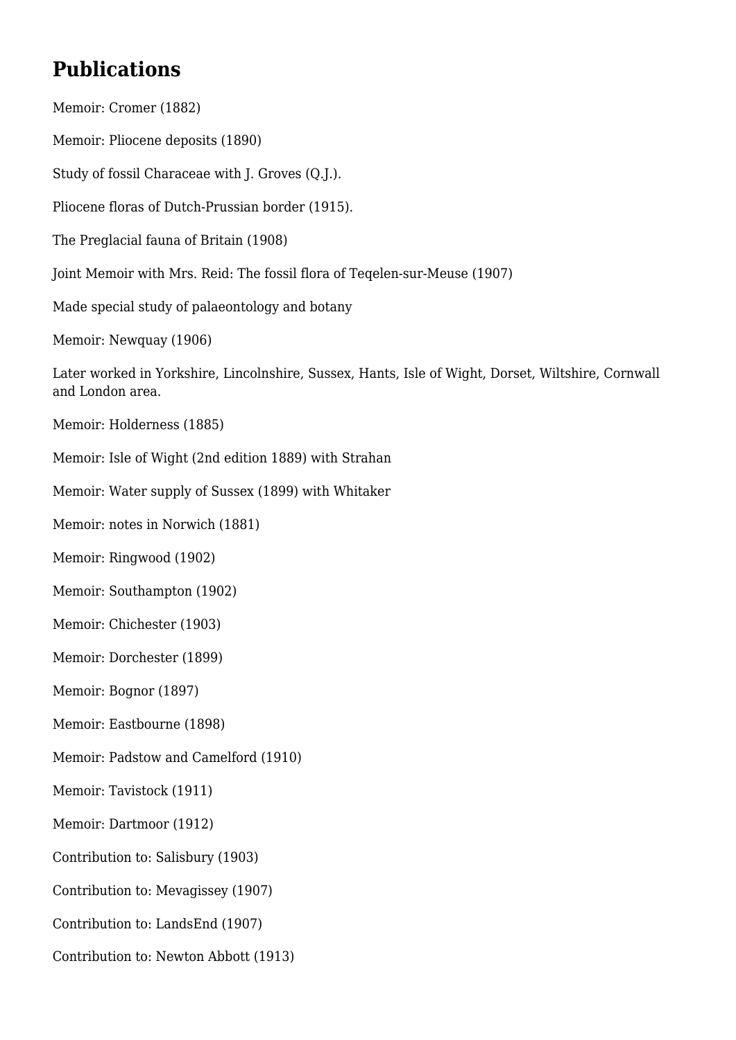## Publications

Memoir: Cromer (1882)

Memoir: Pliocene deposits (1890)

Study of fossil Characeae with J. Groves (Q.J.).

Pliocene floras of Dutch-Prussian border (1915).

The Preglacial fauna of Britain (1908)

Joint Memoir with Mrs. Reid: The fossil flora of Teqelen-sur-Meuse (1907)

Made special study of palaeontology and botany

Memoir: Newquay (1906)

Later worked in Yorkshire, Lincolnshire, Sussex, Hants, Isle of Wight, Dorset, Wiltshire, Cornwall and London area.

Memoir: Holderness (1885)

Memoir: Isle of Wight (2nd edition 1889) with Strahan

Memoir: Water supply of Sussex (1899) with Whitaker

Memoir: notes in Norwich (1881)

Memoir: Ringwood (1902)

Memoir: Southampton (1902)

Memoir: Chichester (1903)

Memoir: Dorchester (1899)

Memoir: Bognor (1897)

Memoir: Eastbourne (1898)

Memoir: Padstow and Camelford (1910)

Memoir: Tavistock (1911)

Memoir: Dartmoor (1912)

Contribution to: Salisbury (1903)

Contribution to: Mevagissey (1907)

Contribution to: LandsEnd (1907)

Contribution to: Newton Abbott (1913)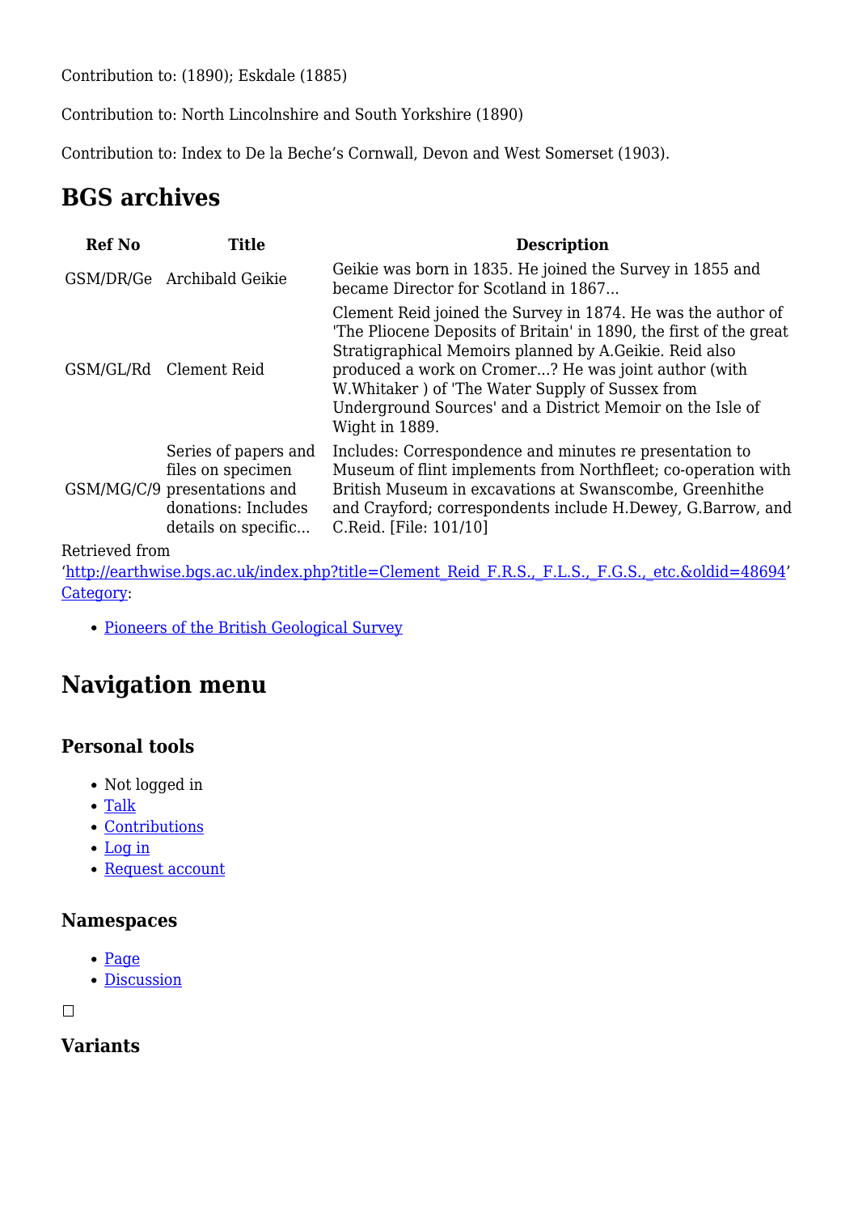Contribution to: (1890); Eskdale (1885)

Contribution to: North Lincolnshire and South Yorkshire (1890)

Contribution to: Index to De la Beche's Cornwall, Devon and West Somerset (1903).

## BGS archives

| Ref No | Title | Description |
|---|---|---|
| GSM/DR/Ge | Archibald Geikie | Geikie was born in 1835. He joined the Survey in 1855 and became Director for Scotland in 1867... |
| GSM/GL/Rd | Clement Reid | Clement Reid joined the Survey in 1874. He was the author of 'The Pliocene Deposits of Britain' in 1890, the first of the great Stratigraphical Memoirs planned by A.Geikie. Reid also produced a work on Cromer...? He was joint author (with W.Whitaker ) of 'The Water Supply of Sussex from Underground Sources' and a District Memoir on the Isle of Wight in 1889. |
| GSM/MG/C/9 | Series of papers and files on specimen presentations and donations: Includes details on specific... | Includes: Correspondence and minutes re presentation to Museum of flint implements from Northfleet; co-operation with British Museum in excavations at Swanscombe, Greenhithe and Crayford; correspondents include H.Dewey, G.Barrow, and C.Reid. [File: 101/10] |

Retrieved from 'http://earthwise.bgs.ac.uk/index.php?title=Clement_Reid_F.R.S.,_F.L.S.,_F.G.S.,_etc.&oldid=48694'
Category:

- Pioneers of the British Geological Survey

## Navigation menu

### Personal tools

- Not logged in
- Talk
- Contributions
- Log in
- Request account

### Namespaces

- Page
- Discussion

### Variants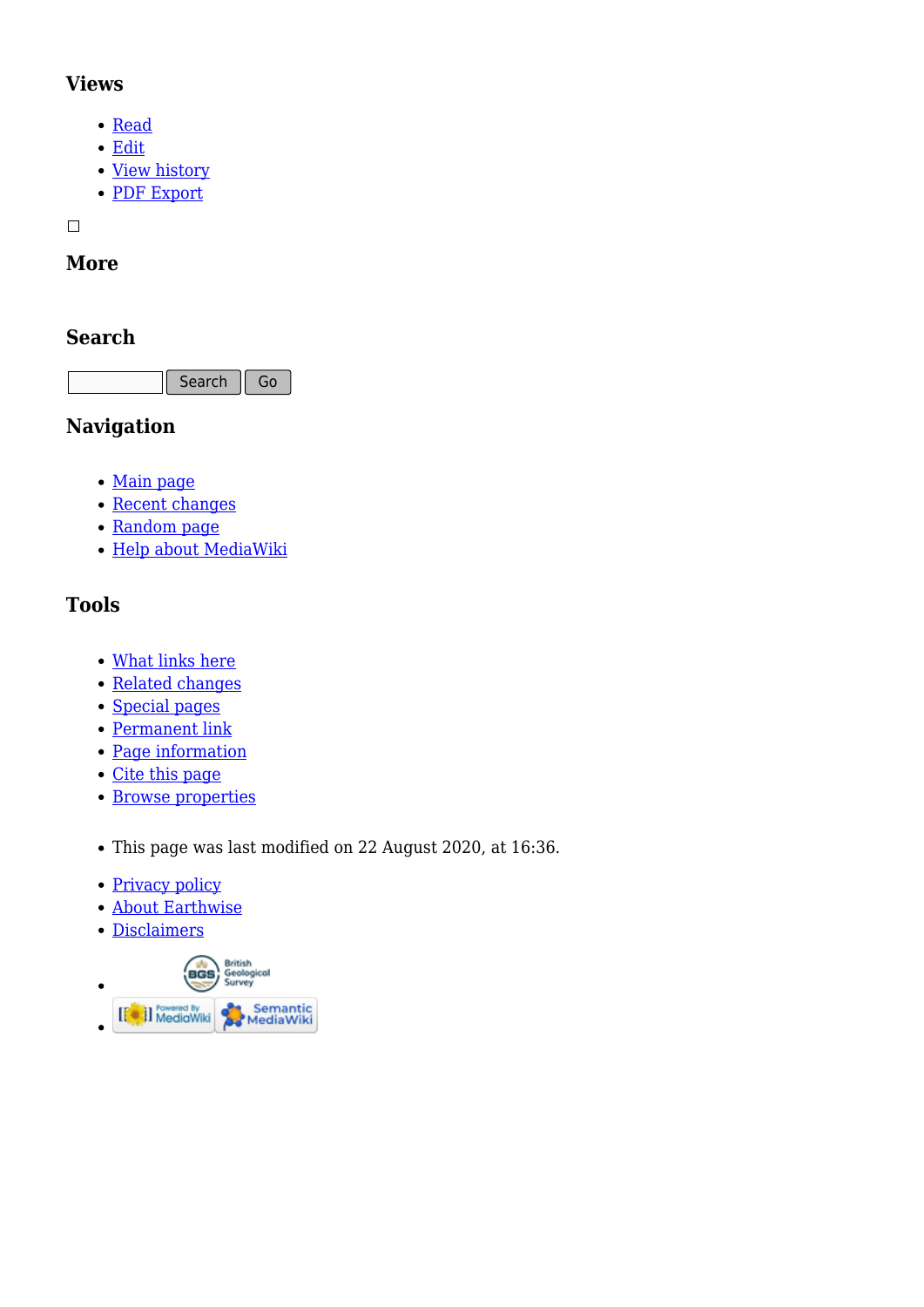### Views

- Read
- Edit
- View history
- PDF Export

### More

### Search

### Navigation

- Main page
- Recent changes
- Random page
- Help about MediaWiki

### Tools

- What links here
- Related changes
- Special pages
- Permanent link
- Page information
- Cite this page
- Browse properties

- This page was last modified on 22 August 2020, at 16:36.

- Privacy policy
- About Earthwise
- Disclaimers